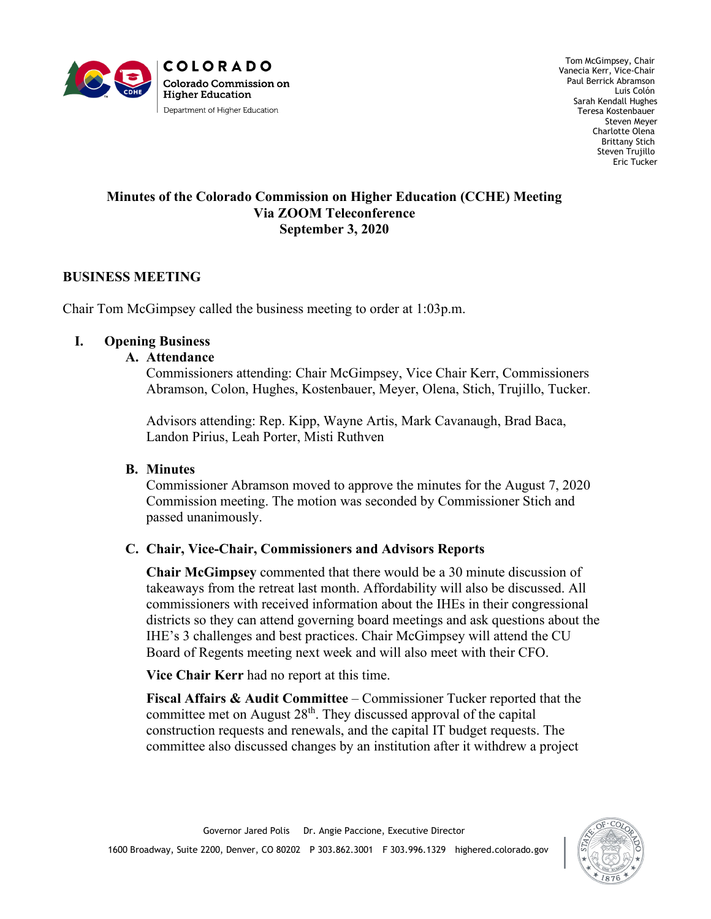COLORADO

Colorado Commission on Higher Education

Department of Higher Education

Tom McGimpsey, Chair
Vanecia Kerr, Vice-Chair
Paul Berrick Abramson
Luis Colón
Sarah Kendall Hughes
Teresa Kostenbauer
Steven Meyer
Charlotte Olena
Brittany Stich
Steven Trujillo
Eric Tucker

# Minutes of the Colorado Commission on Higher Education (CCHE) Meeting Via ZOOM Teleconference September 3, 2020

## BUSINESS MEETING

Chair Tom McGimpsey called the business meeting to order at 1:03p.m.

### I. Opening Business

#### A. Attendance

Commissioners attending: Chair McGimpsey, Vice Chair Kerr, Commissioners Abramson, Colon, Hughes, Kostenbauer, Meyer, Olena, Stich, Trujillo, Tucker.

Advisors attending: Rep. Kipp, Wayne Artis, Mark Cavanaugh, Brad Baca, Landon Pirius, Leah Porter, Misti Ruthven

#### B. Minutes

Commissioner Abramson moved to approve the minutes for the August 7, 2020 Commission meeting. The motion was seconded by Commissioner Stich and passed unanimously.

#### C. Chair, Vice-Chair, Commissioners and Advisors Reports

**Chair McGimpsey** commented that there would be a 30 minute discussion of takeaways from the retreat last month. Affordability will also be discussed. All commissioners with received information about the IHEs in their congressional districts so they can attend governing board meetings and ask questions about the IHE's 3 challenges and best practices. Chair McGimpsey will attend the CU Board of Regents meeting next week and will also meet with their CFO.

**Vice Chair Kerr** had no report at this time.

**Fiscal Affairs & Audit Committee** – Commissioner Tucker reported that the committee met on August 28th. They discussed approval of the capital construction requests and renewals, and the capital IT budget requests. The committee also discussed changes by an institution after it withdrew a project

Governor Jared Polis Dr. Angie Paccione, Executive Director

1600 Broadway, Suite 2200, Denver, CO 80202 P 303.862.3001 F 303.996.1329 highered.colorado.gov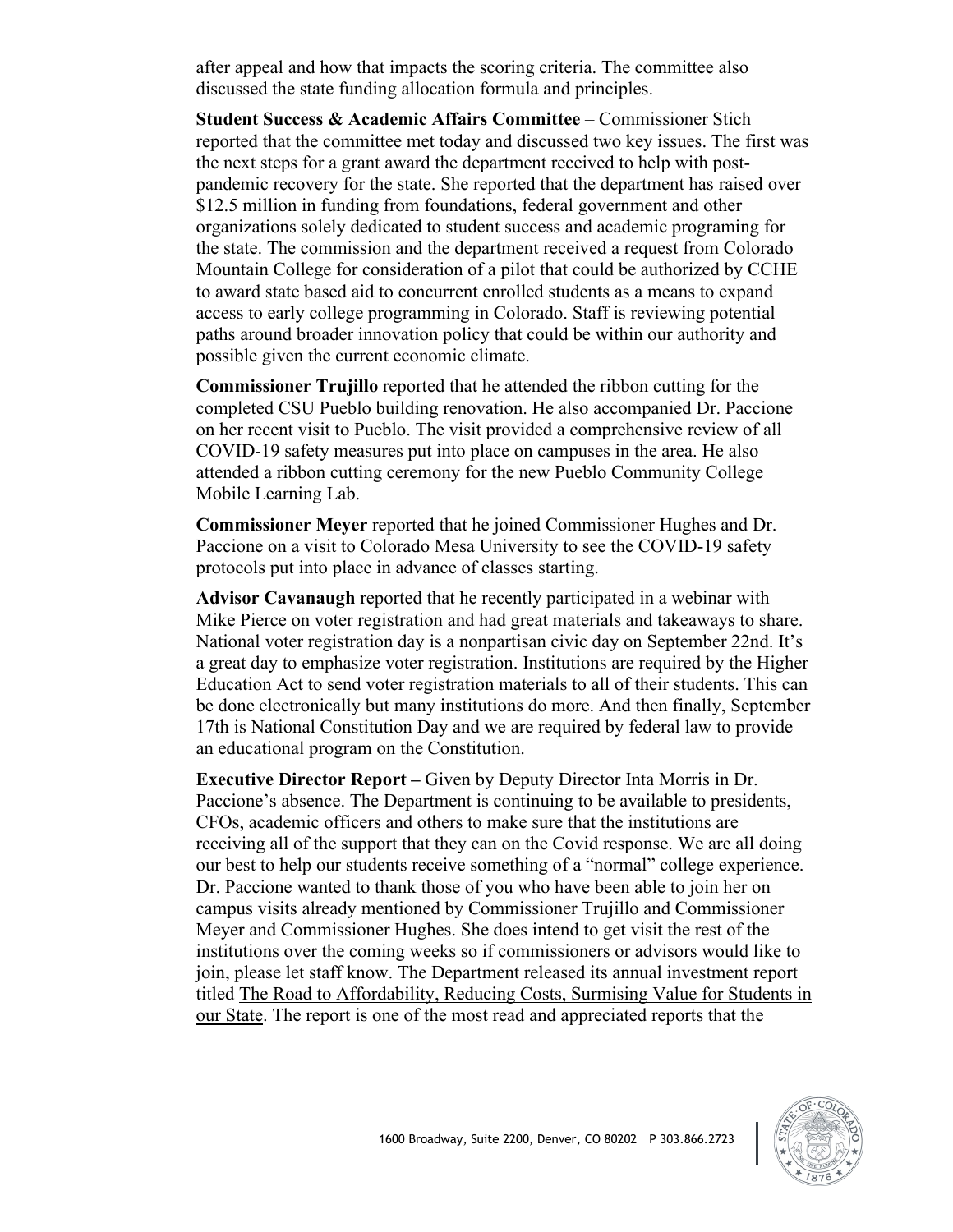after appeal and how that impacts the scoring criteria. The committee also discussed the state funding allocation formula and principles.

**Student Success & Academic Affairs Committee** – Commissioner Stich reported that the committee met today and discussed two key issues. The first was the next steps for a grant award the department received to help with post-pandemic recovery for the state. She reported that the department has raised over $12.5 million in funding from foundations, federal government and other organizations solely dedicated to student success and academic programing for the state. The commission and the department received a request from Colorado Mountain College for consideration of a pilot that could be authorized by CCHE to award state based aid to concurrent enrolled students as a means to expand access to early college programming in Colorado. Staff is reviewing potential paths around broader innovation policy that could be within our authority and possible given the current economic climate.

**Commissioner Trujillo** reported that he attended the ribbon cutting for the completed CSU Pueblo building renovation. He also accompanied Dr. Paccione on her recent visit to Pueblo. The visit provided a comprehensive review of all COVID-19 safety measures put into place on campuses in the area. He also attended a ribbon cutting ceremony for the new Pueblo Community College Mobile Learning Lab.

**Commissioner Meyer** reported that he joined Commissioner Hughes and Dr. Paccione on a visit to Colorado Mesa University to see the COVID-19 safety protocols put into place in advance of classes starting.

**Advisor Cavanaugh** reported that he recently participated in a webinar with Mike Pierce on voter registration and had great materials and takeaways to share. National voter registration day is a nonpartisan civic day on September 22nd. It's a great day to emphasize voter registration. Institutions are required by the Higher Education Act to send voter registration materials to all of their students. This can be done electronically but many institutions do more. And then finally, September 17th is National Constitution Day and we are required by federal law to provide an educational program on the Constitution.

**Executive Director Report –** Given by Deputy Director Inta Morris in Dr. Paccione's absence. The Department is continuing to be available to presidents, CFOs, academic officers and others to make sure that the institutions are receiving all of the support that they can on the Covid response. We are all doing our best to help our students receive something of a "normal" college experience. Dr. Paccione wanted to thank those of you who have been able to join her on campus visits already mentioned by Commissioner Trujillo and Commissioner Meyer and Commissioner Hughes. She does intend to get visit the rest of the institutions over the coming weeks so if commissioners or advisors would like to join, please let staff know. The Department released its annual investment report titled The Road to Affordability, Reducing Costs, Surmising Value for Students in our State. The report is one of the most read and appreciated reports that the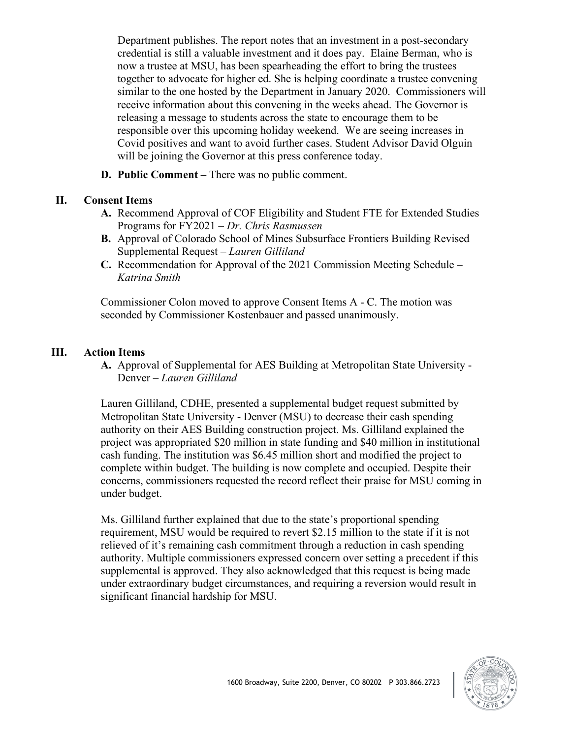Department publishes. The report notes that an investment in a post-secondary credential is still a valuable investment and it does pay. Elaine Berman, who is now a trustee at MSU, has been spearheading the effort to bring the trustees together to advocate for higher ed. She is helping coordinate a trustee convening similar to the one hosted by the Department in January 2020. Commissioners will receive information about this convening in the weeks ahead. The Governor is releasing a message to students across the state to encourage them to be responsible over this upcoming holiday weekend. We are seeing increases in Covid positives and want to avoid further cases. Student Advisor David Olguin will be joining the Governor at this press conference today.

**D. Public Comment –** There was no public comment.

## II. Consent Items

**A.** Recommend Approval of COF Eligibility and Student FTE for Extended Studies Programs for FY2021 – *Dr. Chris Rasmussen*

**B.** Approval of Colorado School of Mines Subsurface Frontiers Building Revised Supplemental Request – *Lauren Gilliland*

**C.** Recommendation for Approval of the 2021 Commission Meeting Schedule – *Katrina Smith*

Commissioner Colon moved to approve Consent Items A - C. The motion was seconded by Commissioner Kostenbauer and passed unanimously.

## III. Action Items

**A.** Approval of Supplemental for AES Building at Metropolitan State University - Denver – *Lauren Gilliland*

Lauren Gilliland, CDHE, presented a supplemental budget request submitted by Metropolitan State University - Denver (MSU) to decrease their cash spending authority on their AES Building construction project. Ms. Gilliland explained the project was appropriated \$20 million in state funding and \$40 million in institutional cash funding. The institution was \$6.45 million short and modified the project to complete within budget. The building is now complete and occupied. Despite their concerns, commissioners requested the record reflect their praise for MSU coming in under budget.

Ms. Gilliland further explained that due to the state's proportional spending requirement, MSU would be required to revert \$2.15 million to the state if it is not relieved of it's remaining cash commitment through a reduction in cash spending authority. Multiple commissioners expressed concern over setting a precedent if this supplemental is approved. They also acknowledged that this request is being made under extraordinary budget circumstances, and requiring a reversion would result in significant financial hardship for MSU.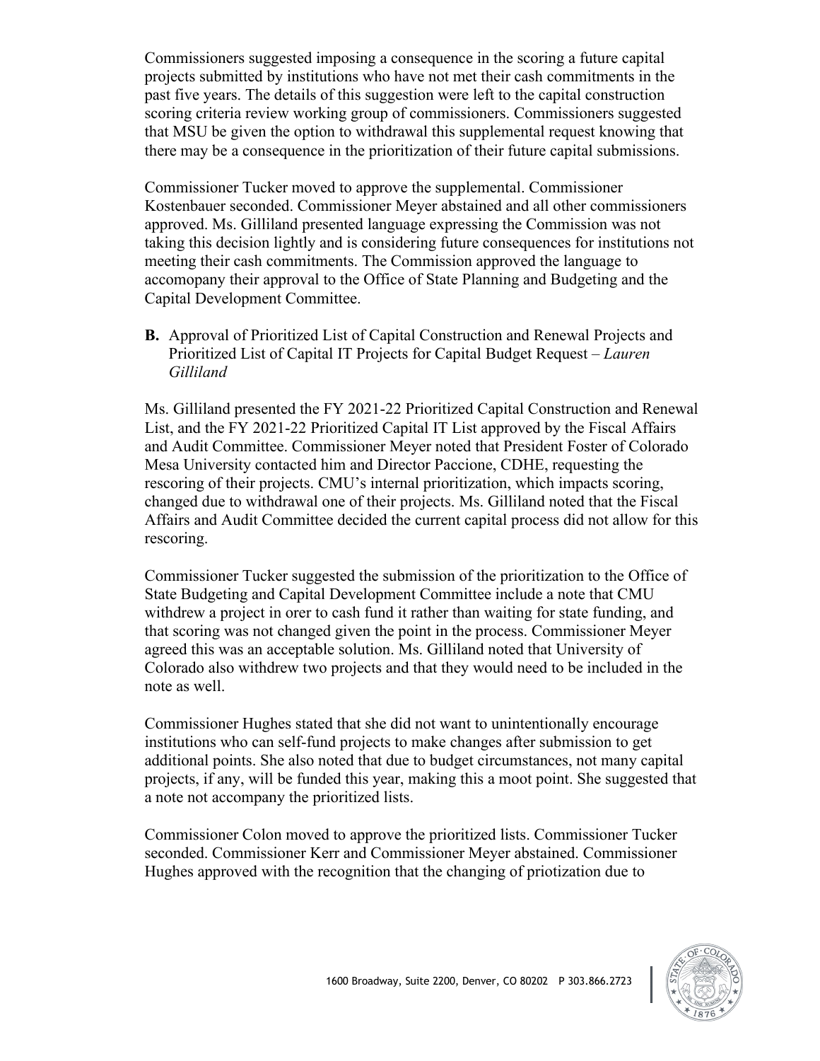Commissioners suggested imposing a consequence in the scoring a future capital projects submitted by institutions who have not met their cash commitments in the past five years. The details of this suggestion were left to the capital construction scoring criteria review working group of commissioners. Commissioners suggested that MSU be given the option to withdrawal this supplemental request knowing that there may be a consequence in the prioritization of their future capital submissions.

Commissioner Tucker moved to approve the supplemental. Commissioner Kostenbauer seconded. Commissioner Meyer abstained and all other commissioners approved. Ms. Gilliland presented language expressing the Commission was not taking this decision lightly and is considering future consequences for institutions not meeting their cash commitments. The Commission approved the language to accomopany their approval to the Office of State Planning and Budgeting and the Capital Development Committee.

**B.** Approval of Prioritized List of Capital Construction and Renewal Projects and Prioritized List of Capital IT Projects for Capital Budget Request – *Lauren Gilliland*

Ms. Gilliland presented the FY 2021-22 Prioritized Capital Construction and Renewal List, and the FY 2021-22 Prioritized Capital IT List approved by the Fiscal Affairs and Audit Committee. Commissioner Meyer noted that President Foster of Colorado Mesa University contacted him and Director Paccione, CDHE, requesting the rescoring of their projects. CMU's internal prioritization, which impacts scoring, changed due to withdrawal one of their projects. Ms. Gilliland noted that the Fiscal Affairs and Audit Committee decided the current capital process did not allow for this rescoring.

Commissioner Tucker suggested the submission of the prioritization to the Office of State Budgeting and Capital Development Committee include a note that CMU withdrew a project in orer to cash fund it rather than waiting for state funding, and that scoring was not changed given the point in the process. Commissioner Meyer agreed this was an acceptable solution. Ms. Gilliland noted that University of Colorado also withdrew two projects and that they would need to be included in the note as well.

Commissioner Hughes stated that she did not want to unintentionally encourage institutions who can self-fund projects to make changes after submission to get additional points. She also noted that due to budget circumstances, not many capital projects, if any, will be funded this year, making this a moot point. She suggested that a note not accompany the prioritized lists.

Commissioner Colon moved to approve the prioritized lists. Commissioner Tucker seconded. Commissioner Kerr and Commissioner Meyer abstained. Commissioner Hughes approved with the recognition that the changing of priotization due to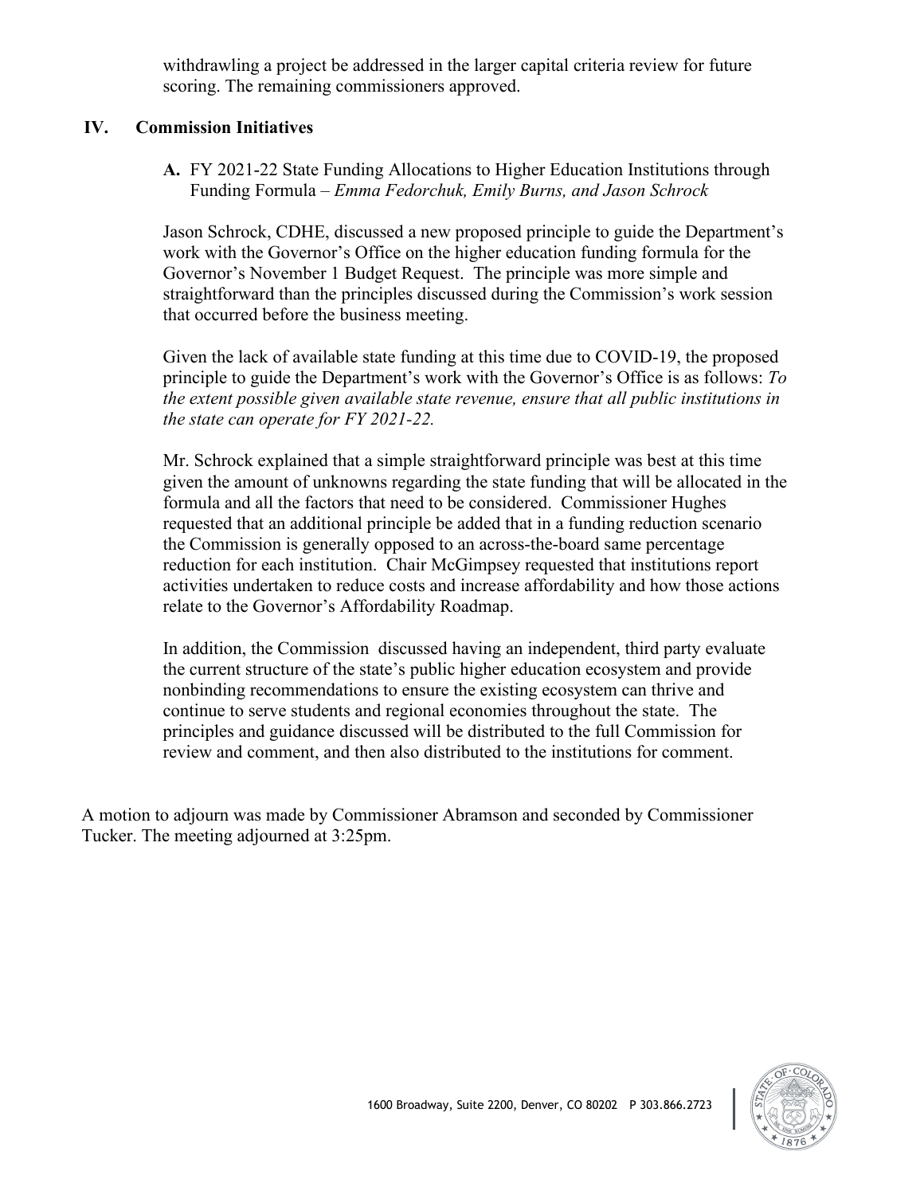withdrawling a project be addressed in the larger capital criteria review for future scoring. The remaining commissioners approved.

## IV. Commission Initiatives

**A.** FY 2021-22 State Funding Allocations to Higher Education Institutions through Funding Formula – *Emma Fedorchuk, Emily Burns, and Jason Schrock*

Jason Schrock, CDHE, discussed a new proposed principle to guide the Department's work with the Governor's Office on the higher education funding formula for the Governor's November 1 Budget Request. The principle was more simple and straightforward than the principles discussed during the Commission's work session that occurred before the business meeting.

Given the lack of available state funding at this time due to COVID-19, the proposed principle to guide the Department's work with the Governor's Office is as follows: *To the extent possible given available state revenue, ensure that all public institutions in the state can operate for FY 2021-22.*

Mr. Schrock explained that a simple straightforward principle was best at this time given the amount of unknowns regarding the state funding that will be allocated in the formula and all the factors that need to be considered. Commissioner Hughes requested that an additional principle be added that in a funding reduction scenario the Commission is generally opposed to an across-the-board same percentage reduction for each institution. Chair McGimpsey requested that institutions report activities undertaken to reduce costs and increase affordability and how those actions relate to the Governor's Affordability Roadmap.

In addition, the Commission discussed having an independent, third party evaluate the current structure of the state's public higher education ecosystem and provide nonbinding recommendations to ensure the existing ecosystem can thrive and continue to serve students and regional economies throughout the state. The principles and guidance discussed will be distributed to the full Commission for review and comment, and then also distributed to the institutions for comment.

A motion to adjourn was made by Commissioner Abramson and seconded by Commissioner Tucker. The meeting adjourned at 3:25pm.